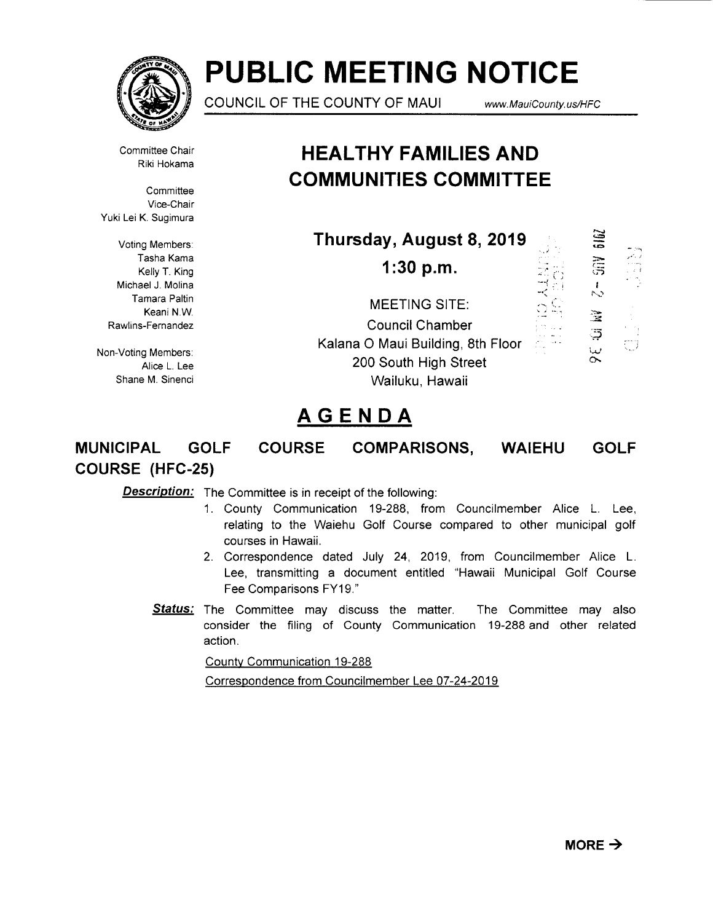# PUBLIC MEETING NOTICE

COUNCIL OF THE COUNTY OF MAUI www.MauiCounty.us/HFC

Committee Chair
Riki Hokama

Committee
Vice-Chair
Yuki Lei K. Sugimura

Voting Members:
Tasha Kama
Kelly T. King
Michael J. Molina
Tamara Paltin
Keani N.W. Rawlins-Fernandez

Non-Voting Members:
Alice L. Lee
Shane M. Sinenci

## HEALTHY FAMILIES AND COMMUNITIES COMMITTEE

**Thursday, August 8, 2019**

**1:30 p.m.**

MEETING SITE:
Council Chamber
Kalana O Maui Building, 8th Floor
200 South High Street
Wailuku, Hawaii

## AGENDA

### MUNICIPAL GOLF COURSE COMPARISONS, WAIEHU GOLF COURSE (HFC-25)

***Description:*** The Committee is in receipt of the following:

1. County Communication 19-288, from Councilmember Alice L. Lee, relating to the Waiehu Golf Course compared to other municipal golf courses in Hawaii.
2. Correspondence dated July 24, 2019, from Councilmember Alice L. Lee, transmitting a document entitled "Hawaii Municipal Golf Course Fee Comparisons FY19."

***Status:*** The Committee may discuss the matter. The Committee may also consider the filing of County Communication 19-288 and other related action.

County Communication 19-288

Correspondence from Councilmember Lee 07-24-2019

**MORE →**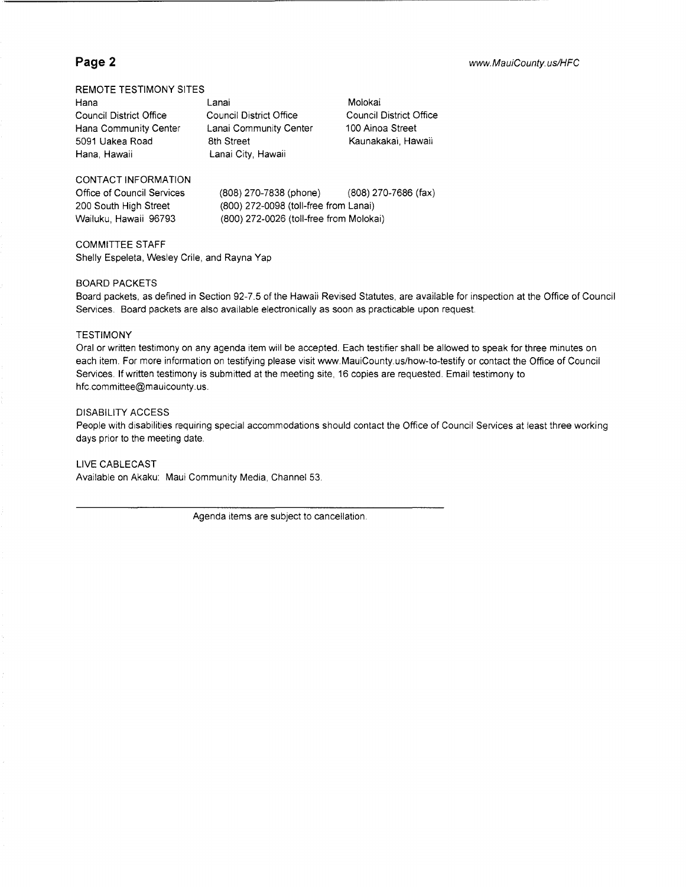REMOTE TESTIMONY SITES

| Hana | Lanai | Molokai |
| --- | --- | --- |
| Council District Office | Council District Office | Council District Office |
| Hana Community Center | Lanai Community Center | 100 Ainoa Street |
| 5091 Uakea Road | 8th Street | Kaunakakai, Hawaii |
| Hana, Hawaii | Lanai City, Hawaii | |

CONTACT INFORMATION

| | | |
| --- | --- | --- |
| Office of Council Services | (808) 270-7838 (phone) | (808) 270-7686 (fax) |
| 200 South High Street | (800) 272-0098 (toll-free from Lanai) | |
| Wailuku, Hawaii 96793 | (800) 272-0026 (toll-free from Molokai) | |

COMMITTEE STAFF

Shelly Espeleta, Wesley Crile, and Rayna Yap

BOARD PACKETS

Board packets, as defined in Section 92-7.5 of the Hawaii Revised Statutes, are available for inspection at the Office of Council Services. Board packets are also available electronically as soon as practicable upon request.

TESTIMONY

Oral or written testimony on any agenda item will be accepted. Each testifier shall be allowed to speak for three minutes on each item. For more information on testifying please visit www.MauiCounty.us/how-to-testify or contact the Office of Council Services. If written testimony is submitted at the meeting site, 16 copies are requested. Email testimony to hfc.committee@mauicounty.us.

DISABILITY ACCESS

People with disabilities requiring special accommodations should contact the Office of Council Services at least three working days prior to the meeting date.

LIVE CABLECAST

Available on Akaku: Maui Community Media, Channel 53.

---

Agenda items are subject to cancellation.